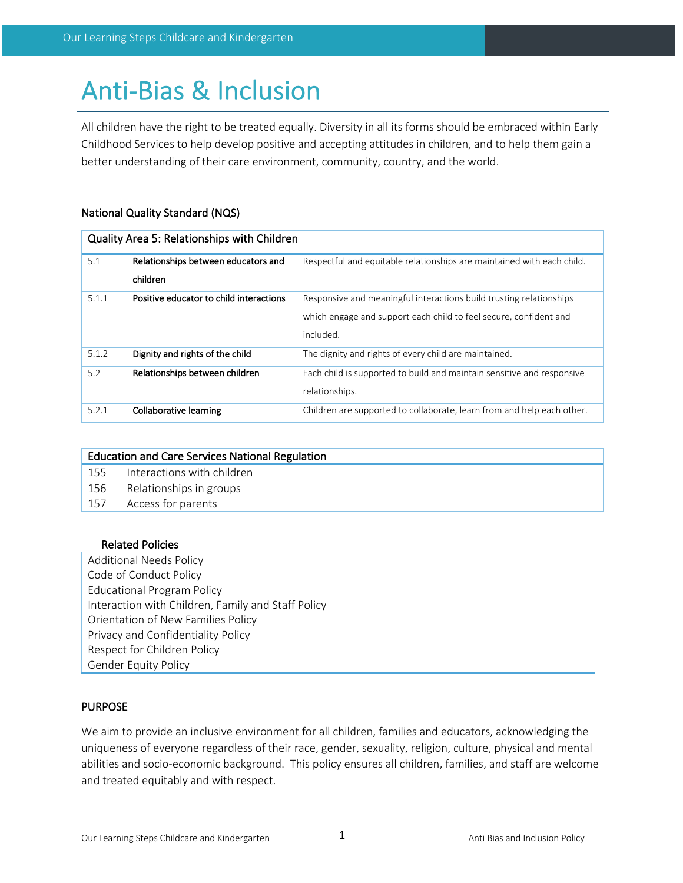# Anti-Bias & Inclusion

All children have the right to be treated equally. Diversity in all its forms should be embraced within Early Childhood Services to help develop positive and accepting attitudes in children, and to help them gain a better understanding of their care environment, community, country, and the world.

### National Quality Standard (NQS)

| Quality Area 5: Relationships with Children | | |
|---|---|---|
| 5.1 | **Relationships between educators and children** | Respectful and equitable relationships are maintained with each child. |
| 5.1.1 | **Positive educator to child interactions** | Responsive and meaningful interactions build trusting relationships which engage and support each child to feel secure, confident and included. |
| 5.1.2 | **Dignity and rights of the child** | The dignity and rights of every child are maintained. |
| 5.2 | **Relationships between children** | Each child is supported to build and maintain sensitive and responsive relationships. |
| 5.2.1 | **Collaborative learning** | Children are supported to collaborate, learn from and help each other. |

| Education and Care Services National Regulation | |
|---|---|
| 155 | Interactions with children |
| 156 | Relationships in groups |
| 157 | Access for parents |

| Related Policies |
|---|
| Additional Needs Policy |
| Code of Conduct Policy |
| Educational Program Policy |
| Interaction with Children, Family and Staff Policy |
| Orientation of New Families Policy |
| Privacy and Confidentiality Policy |
| Respect for Children Policy |
| Gender Equity Policy |

## PURPOSE

We aim to provide an inclusive environment for all children, families and educators, acknowledging the uniqueness of everyone regardless of their race, gender, sexuality, religion, culture, physical and mental abilities and socio-economic background. This policy ensures all children, families, and staff are welcome and treated equitably and with respect.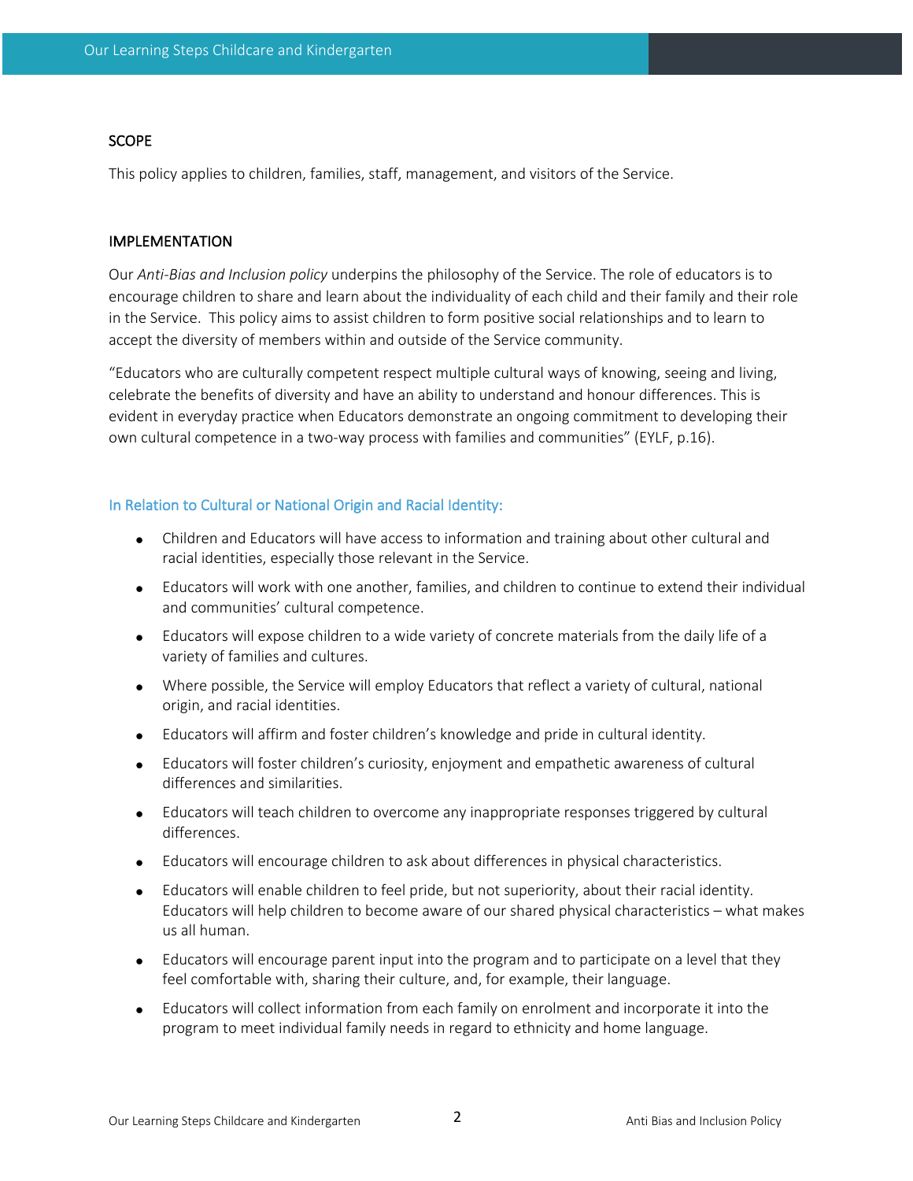## SCOPE

This policy applies to children, families, staff, management, and visitors of the Service.

## IMPLEMENTATION

Our *Anti-Bias and Inclusion policy* underpins the philosophy of the Service. The role of educators is to encourage children to share and learn about the individuality of each child and their family and their role in the Service. This policy aims to assist children to form positive social relationships and to learn to accept the diversity of members within and outside of the Service community.

“Educators who are culturally competent respect multiple cultural ways of knowing, seeing and living, celebrate the benefits of diversity and have an ability to understand and honour differences. This is evident in everyday practice when Educators demonstrate an ongoing commitment to developing their own cultural competence in a two-way process with families and communities” (EYLF, p.16).

### In Relation to Cultural or National Origin and Racial Identity:

- Children and Educators will have access to information and training about other cultural and racial identities, especially those relevant in the Service.
- Educators will work with one another, families, and children to continue to extend their individual and communities' cultural competence.
- Educators will expose children to a wide variety of concrete materials from the daily life of a variety of families and cultures.
- Where possible, the Service will employ Educators that reflect a variety of cultural, national origin, and racial identities.
- Educators will affirm and foster children's knowledge and pride in cultural identity.
- Educators will foster children's curiosity, enjoyment and empathetic awareness of cultural differences and similarities.
- Educators will teach children to overcome any inappropriate responses triggered by cultural differences.
- Educators will encourage children to ask about differences in physical characteristics.
- Educators will enable children to feel pride, but not superiority, about their racial identity. Educators will help children to become aware of our shared physical characteristics – what makes us all human.
- Educators will encourage parent input into the program and to participate on a level that they feel comfortable with, sharing their culture, and, for example, their language.
- Educators will collect information from each family on enrolment and incorporate it into the program to meet individual family needs in regard to ethnicity and home language.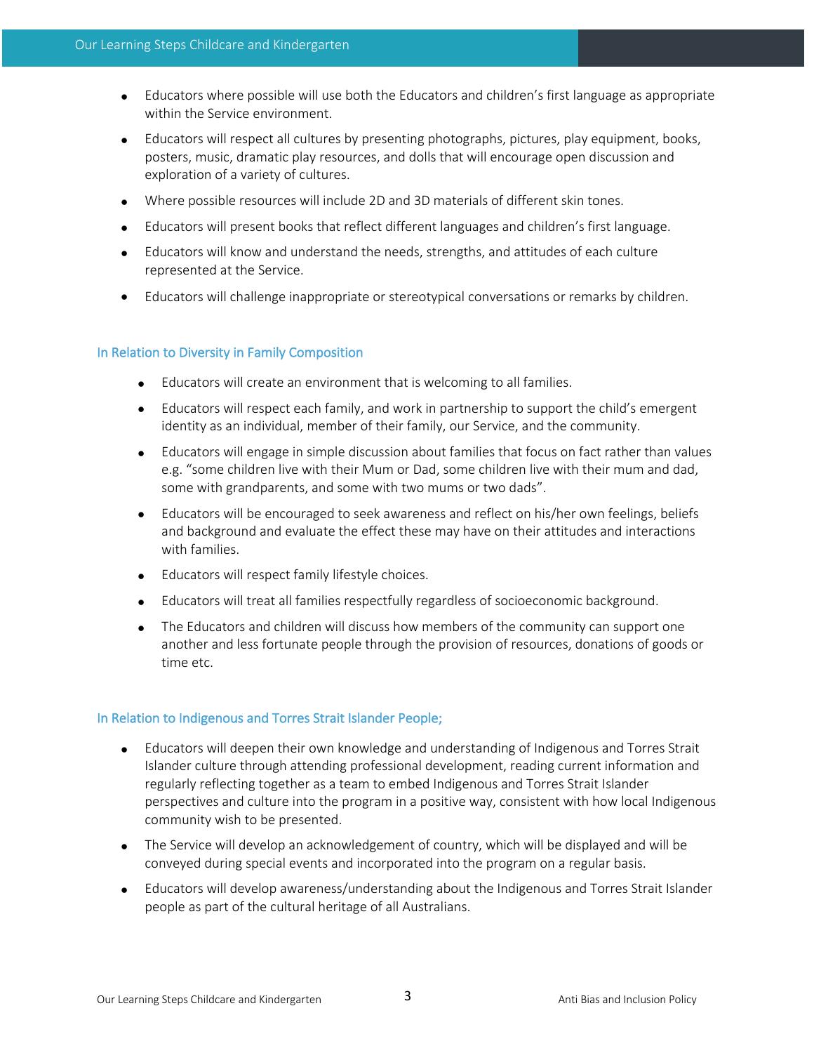- Educators where possible will use both the Educators and children's first language as appropriate within the Service environment.
- Educators will respect all cultures by presenting photographs, pictures, play equipment, books, posters, music, dramatic play resources, and dolls that will encourage open discussion and exploration of a variety of cultures.
- Where possible resources will include 2D and 3D materials of different skin tones.
- Educators will present books that reflect different languages and children's first language.
- Educators will know and understand the needs, strengths, and attitudes of each culture represented at the Service.
- Educators will challenge inappropriate or stereotypical conversations or remarks by children.

### In Relation to Diversity in Family Composition

- Educators will create an environment that is welcoming to all families.
- Educators will respect each family, and work in partnership to support the child's emergent identity as an individual, member of their family, our Service, and the community.
- Educators will engage in simple discussion about families that focus on fact rather than values e.g. "some children live with their Mum or Dad, some children live with their mum and dad, some with grandparents, and some with two mums or two dads".
- Educators will be encouraged to seek awareness and reflect on his/her own feelings, beliefs and background and evaluate the effect these may have on their attitudes and interactions with families.
- Educators will respect family lifestyle choices.
- Educators will treat all families respectfully regardless of socioeconomic background.
- The Educators and children will discuss how members of the community can support one another and less fortunate people through the provision of resources, donations of goods or time etc.

### In Relation to Indigenous and Torres Strait Islander People;

- Educators will deepen their own knowledge and understanding of Indigenous and Torres Strait Islander culture through attending professional development, reading current information and regularly reflecting together as a team to embed Indigenous and Torres Strait Islander perspectives and culture into the program in a positive way, consistent with how local Indigenous community wish to be presented.
- The Service will develop an acknowledgement of country, which will be displayed and will be conveyed during special events and incorporated into the program on a regular basis.
- Educators will develop awareness/understanding about the Indigenous and Torres Strait Islander people as part of the cultural heritage of all Australians.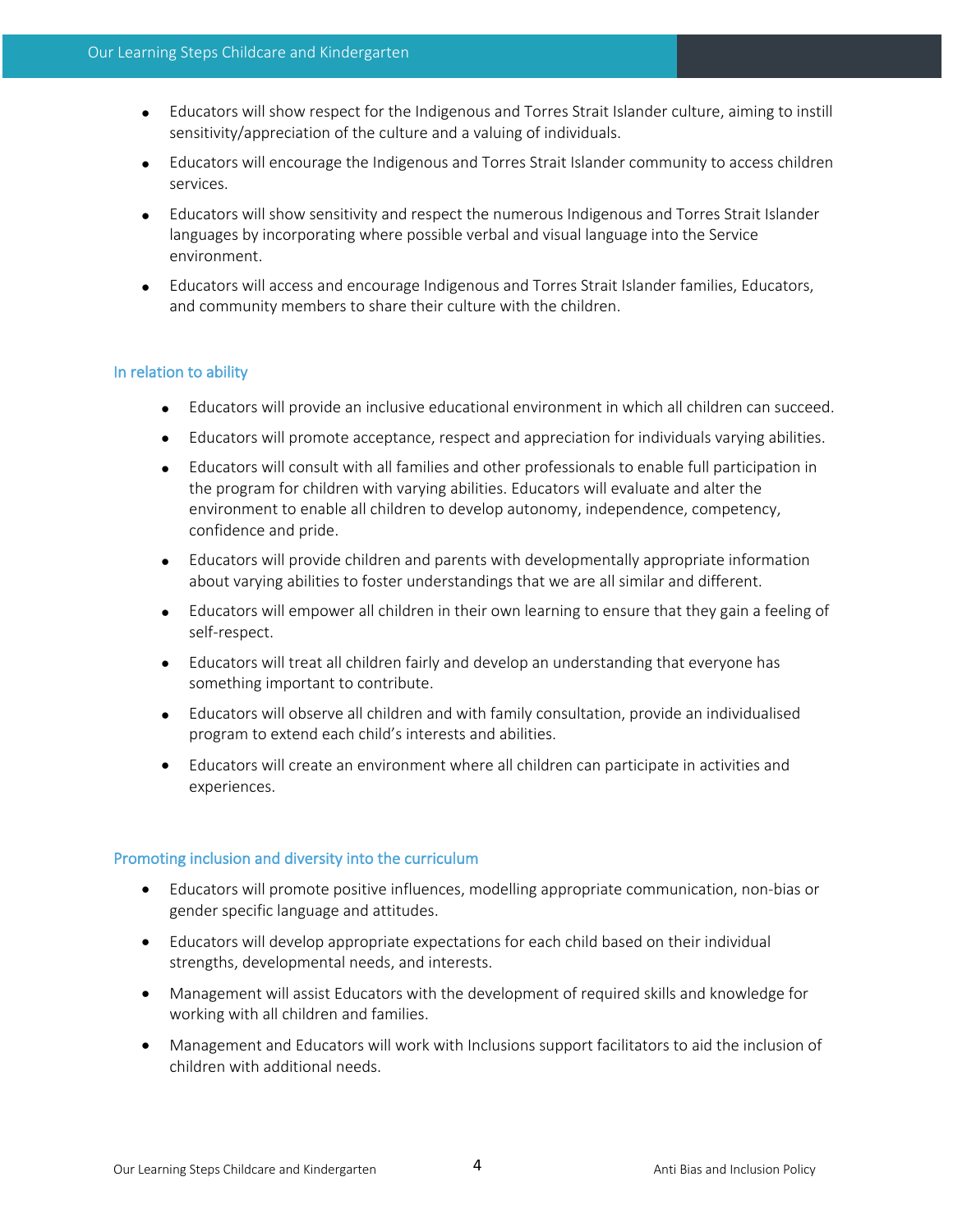- Educators will show respect for the Indigenous and Torres Strait Islander culture, aiming to instill sensitivity/appreciation of the culture and a valuing of individuals.
- Educators will encourage the Indigenous and Torres Strait Islander community to access children services.
- Educators will show sensitivity and respect the numerous Indigenous and Torres Strait Islander languages by incorporating where possible verbal and visual language into the Service environment.
- Educators will access and encourage Indigenous and Torres Strait Islander families, Educators, and community members to share their culture with the children.

### In relation to ability

- Educators will provide an inclusive educational environment in which all children can succeed.
- Educators will promote acceptance, respect and appreciation for individuals varying abilities.
- Educators will consult with all families and other professionals to enable full participation in the program for children with varying abilities. Educators will evaluate and alter the environment to enable all children to develop autonomy, independence, competency, confidence and pride.
- Educators will provide children and parents with developmentally appropriate information about varying abilities to foster understandings that we are all similar and different.
- Educators will empower all children in their own learning to ensure that they gain a feeling of self-respect.
- Educators will treat all children fairly and develop an understanding that everyone has something important to contribute.
- Educators will observe all children and with family consultation, provide an individualised program to extend each child's interests and abilities.
- Educators will create an environment where all children can participate in activities and experiences.

### Promoting inclusion and diversity into the curriculum

- Educators will promote positive influences, modelling appropriate communication, non-bias or gender specific language and attitudes.
- Educators will develop appropriate expectations for each child based on their individual strengths, developmental needs, and interests.
- Management will assist Educators with the development of required skills and knowledge for working with all children and families.
- Management and Educators will work with Inclusions support facilitators to aid the inclusion of children with additional needs.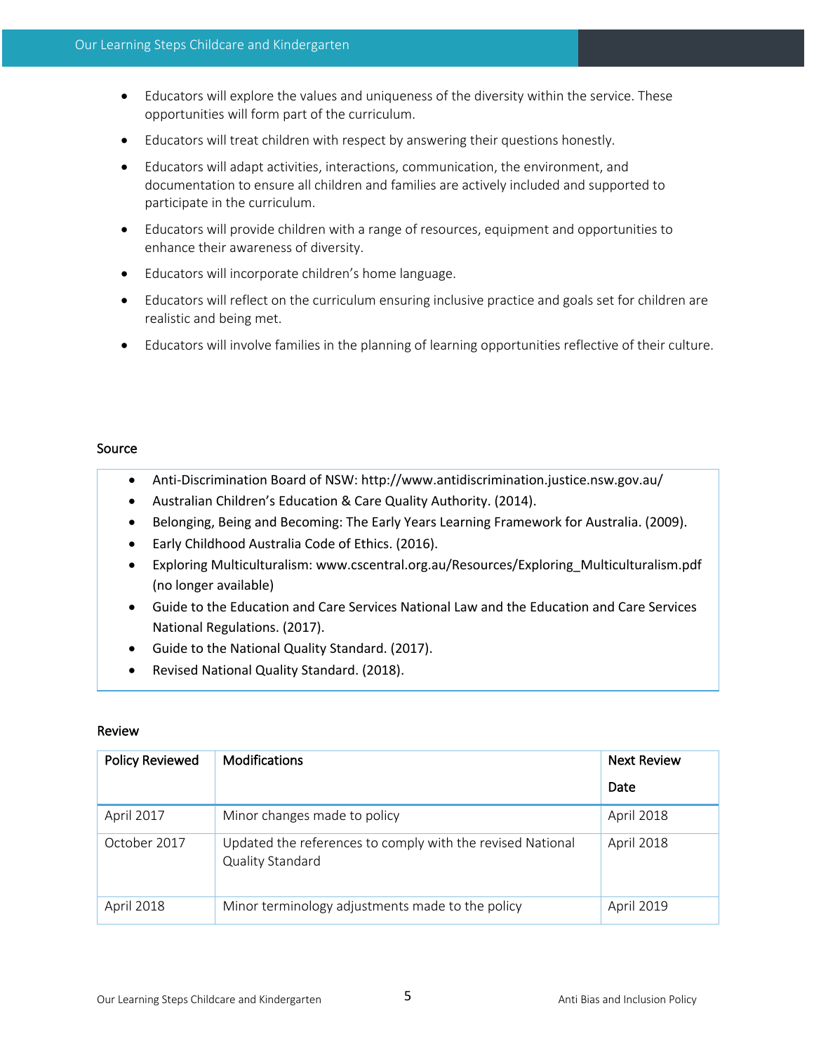- Educators will explore the values and uniqueness of the diversity within the service. These opportunities will form part of the curriculum.
- Educators will treat children with respect by answering their questions honestly.
- Educators will adapt activities, interactions, communication, the environment, and documentation to ensure all children and families are actively included and supported to participate in the curriculum.
- Educators will provide children with a range of resources, equipment and opportunities to enhance their awareness of diversity.
- Educators will incorporate children's home language.
- Educators will reflect on the curriculum ensuring inclusive practice and goals set for children are realistic and being met.
- Educators will involve families in the planning of learning opportunities reflective of their culture.

## Source

- Anti-Discrimination Board of NSW: http://www.antidiscrimination.justice.nsw.gov.au/
- Australian Children's Education & Care Quality Authority. (2014).
- Belonging, Being and Becoming: The Early Years Learning Framework for Australia. (2009).
- Early Childhood Australia Code of Ethics. (2016).
- Exploring Multiculturalism: www.cscentral.org.au/Resources/Exploring_Multiculturalism.pdf (no longer available)
- Guide to the Education and Care Services National Law and the Education and Care Services National Regulations. (2017).
- Guide to the National Quality Standard. (2017).
- Revised National Quality Standard. (2018).

## Review

| Policy Reviewed | Modifications | Next Review Date |
|---|---|---|
| April 2017 | Minor changes made to policy | April 2018 |
| October 2017 | Updated the references to comply with the revised National Quality Standard | April 2018 |
| April 2018 | Minor terminology adjustments made to the policy | April 2019 |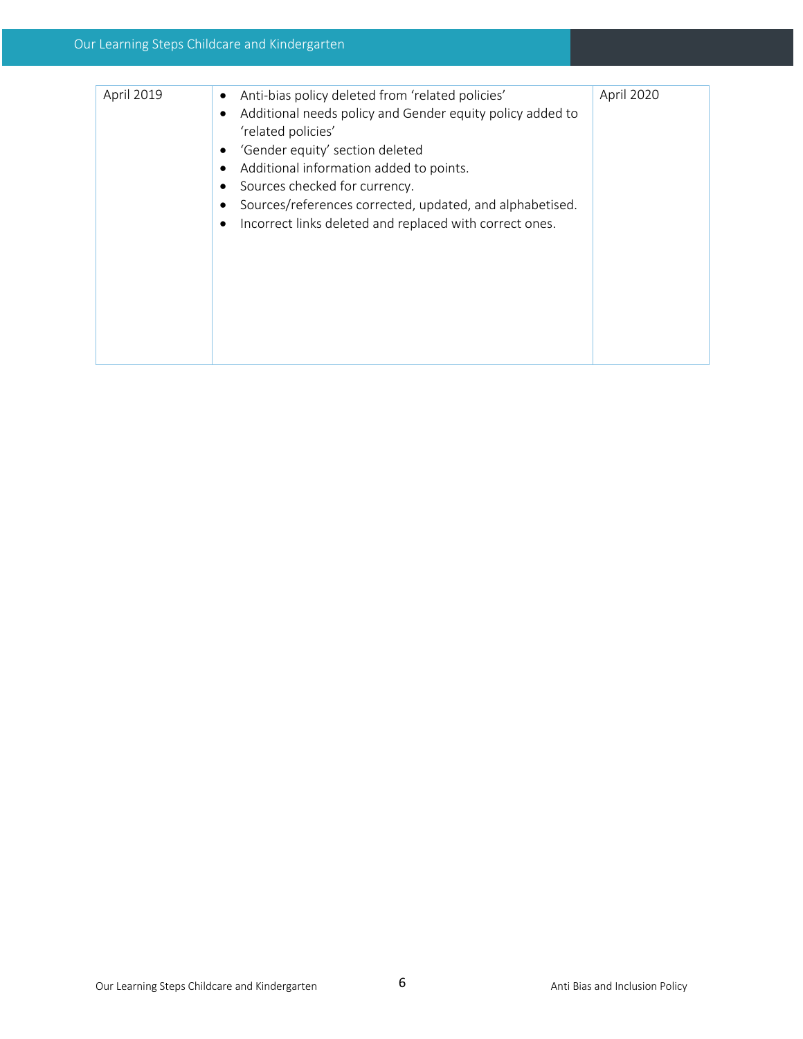| | | |
|---|---|---|
| April 2019 | • Anti-bias policy deleted from 'related policies'<br>• Additional needs policy and Gender equity policy added to 'related policies'<br>• 'Gender equity' section deleted<br>• Additional information added to points.<br>• Sources checked for currency.<br>• Sources/references corrected, updated, and alphabetised.<br>• Incorrect links deleted and replaced with correct ones. | April 2020 |